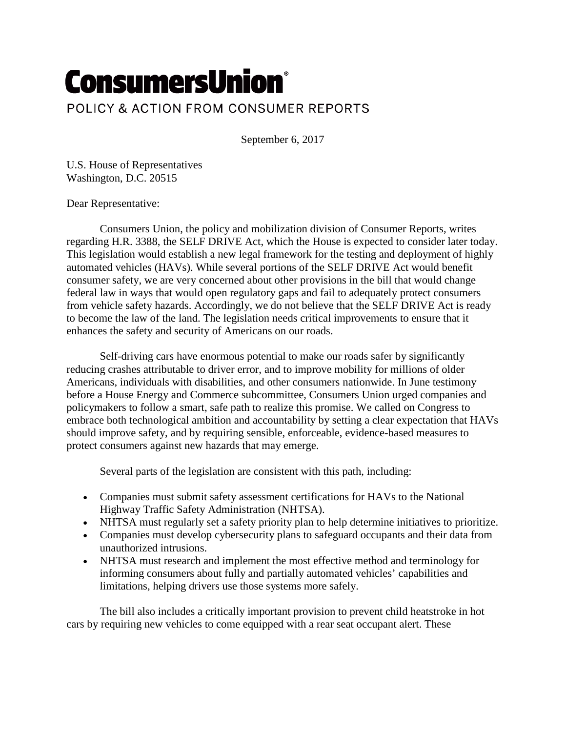# ConsumersUnion®

POLICY & ACTION FROM CONSUMER REPORTS

September 6, 2017

U.S. House of Representatives
Washington, D.C. 20515

Dear Representative:

Consumers Union, the policy and mobilization division of Consumer Reports, writes regarding H.R. 3388, the SELF DRIVE Act, which the House is expected to consider later today. This legislation would establish a new legal framework for the testing and deployment of highly automated vehicles (HAVs). While several portions of the SELF DRIVE Act would benefit consumer safety, we are very concerned about other provisions in the bill that would change federal law in ways that would open regulatory gaps and fail to adequately protect consumers from vehicle safety hazards. Accordingly, we do not believe that the SELF DRIVE Act is ready to become the law of the land. The legislation needs critical improvements to ensure that it enhances the safety and security of Americans on our roads.

Self-driving cars have enormous potential to make our roads safer by significantly reducing crashes attributable to driver error, and to improve mobility for millions of older Americans, individuals with disabilities, and other consumers nationwide. In June testimony before a House Energy and Commerce subcommittee, Consumers Union urged companies and policymakers to follow a smart, safe path to realize this promise. We called on Congress to embrace both technological ambition and accountability by setting a clear expectation that HAVs should improve safety, and by requiring sensible, enforceable, evidence-based measures to protect consumers against new hazards that may emerge.

Several parts of the legislation are consistent with this path, including:

- Companies must submit safety assessment certifications for HAVs to the National Highway Traffic Safety Administration (NHTSA).
- NHTSA must regularly set a safety priority plan to help determine initiatives to prioritize.
- Companies must develop cybersecurity plans to safeguard occupants and their data from unauthorized intrusions.
- NHTSA must research and implement the most effective method and terminology for informing consumers about fully and partially automated vehicles' capabilities and limitations, helping drivers use those systems more safely.

The bill also includes a critically important provision to prevent child heatstroke in hot cars by requiring new vehicles to come equipped with a rear seat occupant alert. These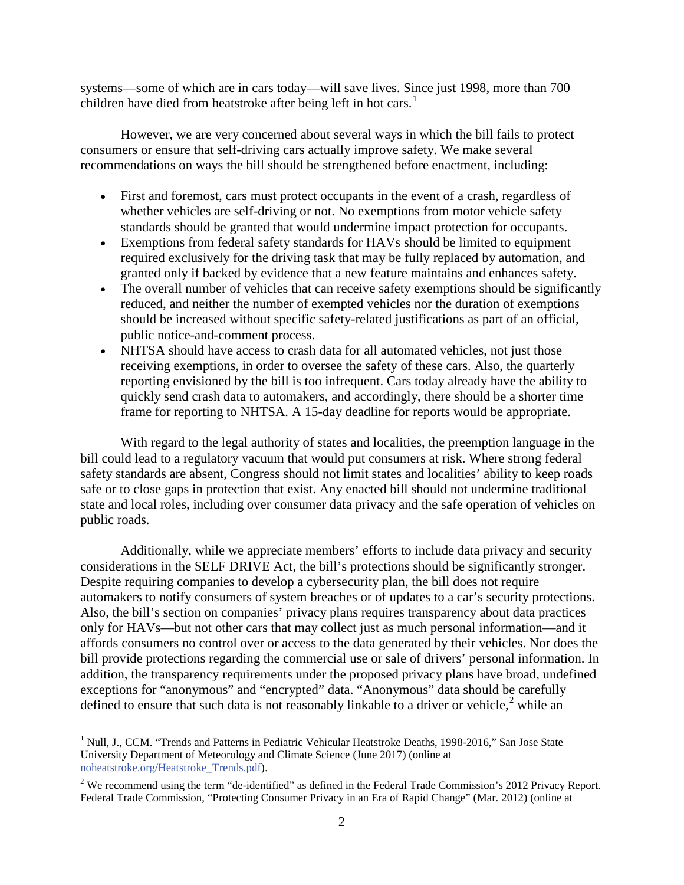systems—some of which are in cars today—will save lives. Since just 1998, more than 700 children have died from heatstroke after being left in hot cars.[1]

However, we are very concerned about several ways in which the bill fails to protect consumers or ensure that self-driving cars actually improve safety. We make several recommendations on ways the bill should be strengthened before enactment, including:

- First and foremost, cars must protect occupants in the event of a crash, regardless of whether vehicles are self-driving or not. No exemptions from motor vehicle safety standards should be granted that would undermine impact protection for occupants.
- Exemptions from federal safety standards for HAVs should be limited to equipment required exclusively for the driving task that may be fully replaced by automation, and granted only if backed by evidence that a new feature maintains and enhances safety.
- The overall number of vehicles that can receive safety exemptions should be significantly reduced, and neither the number of exempted vehicles nor the duration of exemptions should be increased without specific safety-related justifications as part of an official, public notice-and-comment process.
- NHTSA should have access to crash data for all automated vehicles, not just those receiving exemptions, in order to oversee the safety of these cars. Also, the quarterly reporting envisioned by the bill is too infrequent. Cars today already have the ability to quickly send crash data to automakers, and accordingly, there should be a shorter time frame for reporting to NHTSA. A 15-day deadline for reports would be appropriate.

With regard to the legal authority of states and localities, the preemption language in the bill could lead to a regulatory vacuum that would put consumers at risk. Where strong federal safety standards are absent, Congress should not limit states and localities' ability to keep roads safe or to close gaps in protection that exist. Any enacted bill should not undermine traditional state and local roles, including over consumer data privacy and the safe operation of vehicles on public roads.

Additionally, while we appreciate members' efforts to include data privacy and security considerations in the SELF DRIVE Act, the bill's protections should be significantly stronger. Despite requiring companies to develop a cybersecurity plan, the bill does not require automakers to notify consumers of system breaches or of updates to a car's security protections. Also, the bill's section on companies' privacy plans requires transparency about data practices only for HAVs—but not other cars that may collect just as much personal information—and it affords consumers no control over or access to the data generated by their vehicles. Nor does the bill provide protections regarding the commercial use or sale of drivers' personal information. In addition, the transparency requirements under the proposed privacy plans have broad, undefined exceptions for "anonymous" and "encrypted" data. "Anonymous" data should be carefully defined to ensure that such data is not reasonably linkable to a driver or vehicle,[2] while an

---

[1] Null, J., CCM. "Trends and Patterns in Pediatric Vehicular Heatstroke Deaths, 1998-2016," San Jose State University Department of Meteorology and Climate Science (June 2017) (online at noheatstroke.org/Heatstroke_Trends.pdf).

[2] We recommend using the term "de-identified" as defined in the Federal Trade Commission's 2012 Privacy Report. Federal Trade Commission, "Protecting Consumer Privacy in an Era of Rapid Change" (Mar. 2012) (online at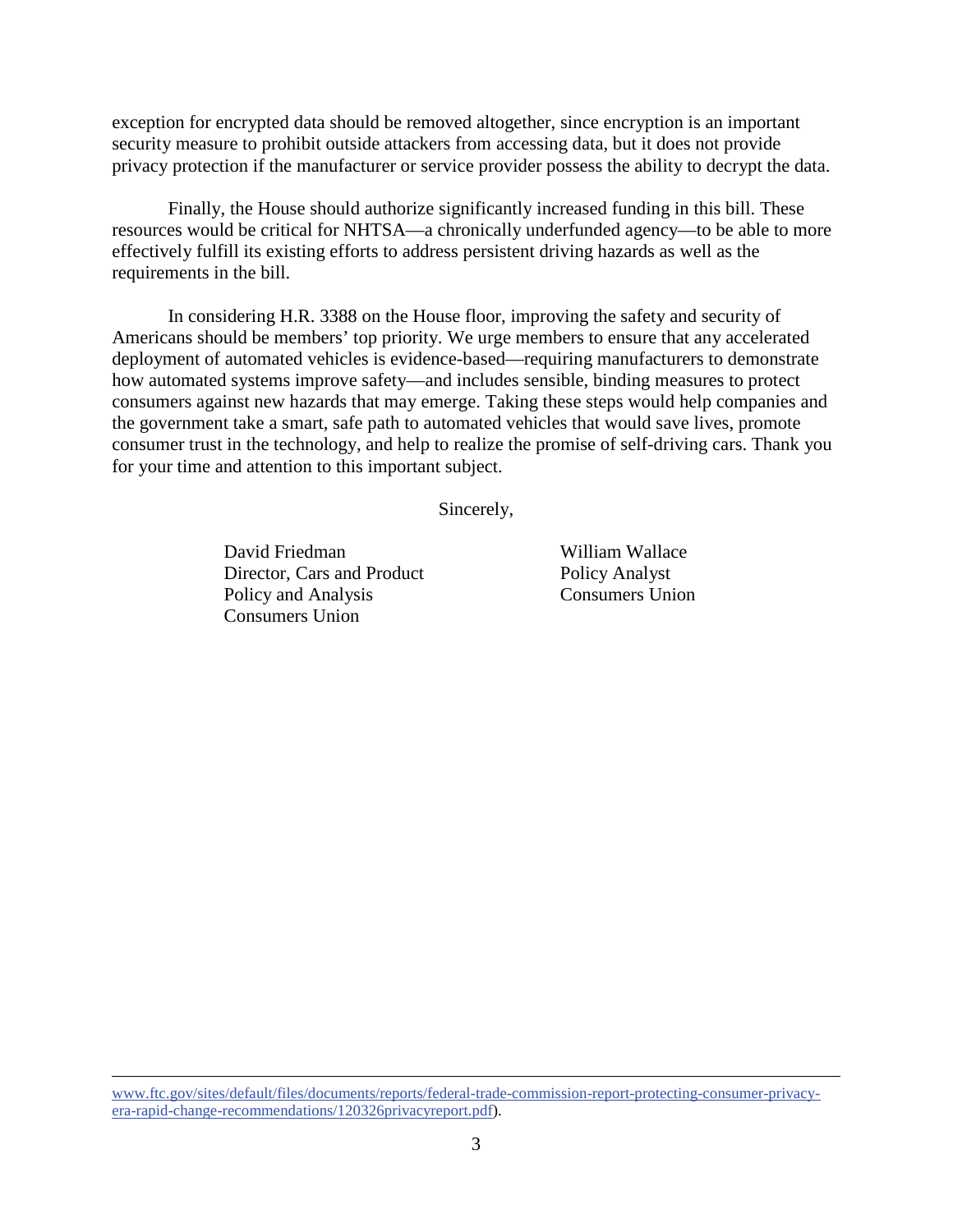exception for encrypted data should be removed altogether, since encryption is an important security measure to prohibit outside attackers from accessing data, but it does not provide privacy protection if the manufacturer or service provider possess the ability to decrypt the data.

Finally, the House should authorize significantly increased funding in this bill. These resources would be critical for NHTSA—a chronically underfunded agency—to be able to more effectively fulfill its existing efforts to address persistent driving hazards as well as the requirements in the bill.

In considering H.R. 3388 on the House floor, improving the safety and security of Americans should be members' top priority. We urge members to ensure that any accelerated deployment of automated vehicles is evidence-based—requiring manufacturers to demonstrate how automated systems improve safety—and includes sensible, binding measures to protect consumers against new hazards that may emerge. Taking these steps would help companies and the government take a smart, safe path to automated vehicles that would save lives, promote consumer trust in the technology, and help to realize the promise of self-driving cars. Thank you for your time and attention to this important subject.

Sincerely,

David Friedman
Director, Cars and Product Policy and Analysis
Consumers Union

William Wallace
Policy Analyst
Consumers Union

---

www.ftc.gov/sites/default/files/documents/reports/federal-trade-commission-report-protecting-consumer-privacy-era-rapid-change-recommendations/120326privacyreport.pdf).